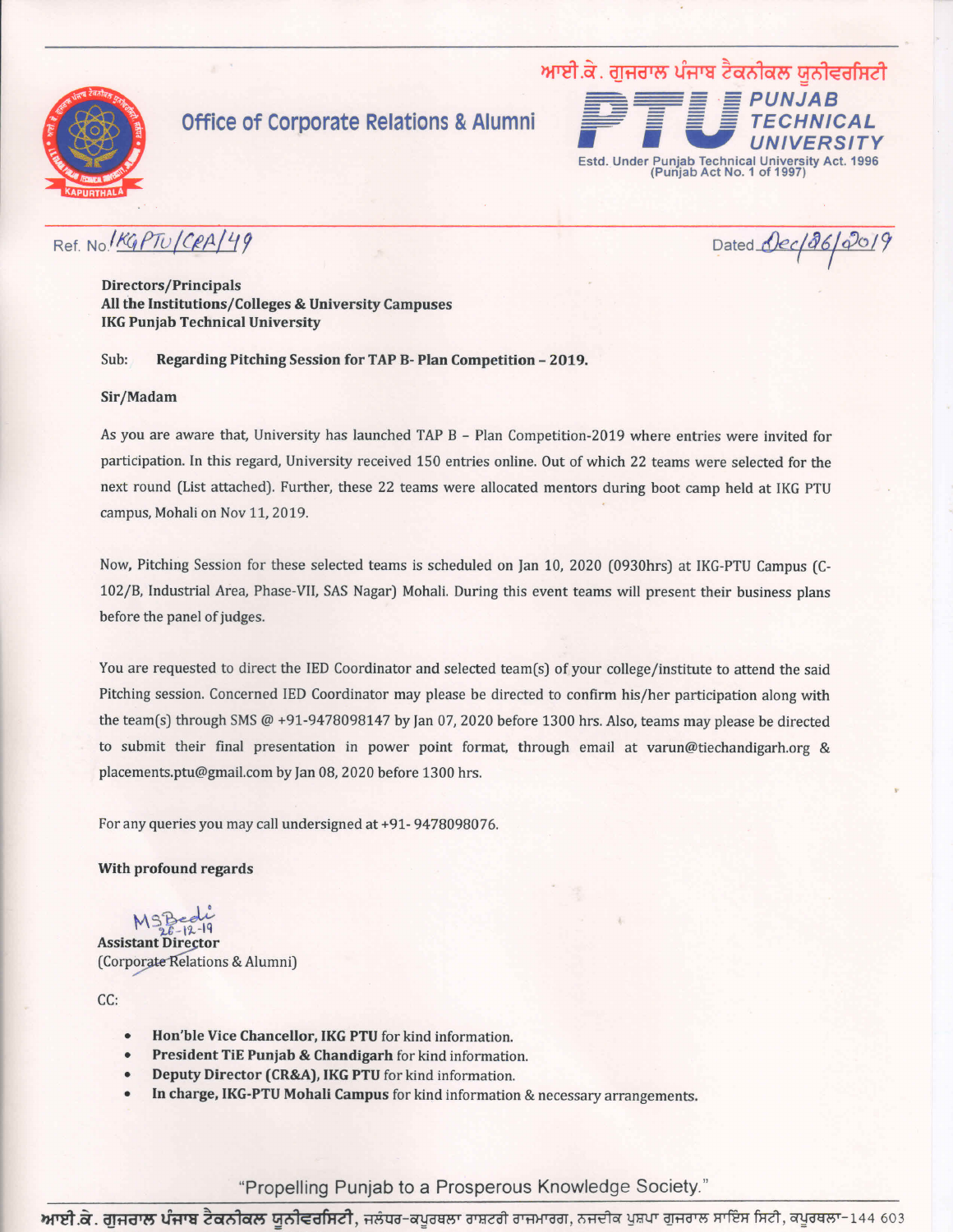ਆਈ.ਕੇ. ਗੁਜਰਾਲ ਪੰਜਾਬ ਟੈਕਨੀਕਲ ਯੂਨੀਵਰਸਿਟੀ

# Office of Corporate Relations & Alumni

PTU PUNJAB TECHNICAL UNIVERSITY

Estd. Under Punjab Technical University Act. 1996 (Punjab Act No. 1 of 1997)

Ref. No. IKGPTU/CRA/49

Dated Dec/26/2019

**Directors/Principals**
**All the Institutions/Colleges & University Campuses**
**IKG Punjab Technical University**

Sub: **Regarding Pitching Session for TAP B- Plan Competition – 2019.**

**Sir/Madam**

As you are aware that, University has launched TAP B – Plan Competition-2019 where entries were invited for participation. In this regard, University received 150 entries online. Out of which 22 teams were selected for the next round (List attached). Further, these 22 teams were allocated mentors during boot camp held at IKG PTU campus, Mohali on Nov 11, 2019.

Now, Pitching Session for these selected teams is scheduled on Jan 10, 2020 (0930hrs) at IKG-PTU Campus (C-102/B, Industrial Area, Phase-VII, SAS Nagar) Mohali. During this event teams will present their business plans before the panel of judges.

You are requested to direct the IED Coordinator and selected team(s) of your college/institute to attend the said Pitching session. Concerned IED Coordinator may please be directed to confirm his/her participation along with the team(s) through SMS @ +91-9478098147 by Jan 07, 2020 before 1300 hrs. Also, teams may please be directed to submit their final presentation in power point format, through email at varun@tiechandigarh.org & placements.ptu@gmail.com by Jan 08, 2020 before 1300 hrs.

For any queries you may call undersigned at +91- 9478098076.

**With profound regards**

MSBedi
26-12-19
**Assistant Director**
(Corporate Relations & Alumni)

CC:

- **Hon'ble Vice Chancellor, IKG PTU** for kind information.
- **President TiE Punjab & Chandigarh** for kind information.
- **Deputy Director (CR&A), IKG PTU** for kind information.
- **In charge, IKG-PTU Mohali Campus** for kind information & necessary arrangements.

"Propelling Punjab to a Prosperous Knowledge Society."

**ਆਈ.ਕੇ. ਗੁਜਰਾਲ ਪੰਜਾਬ ਟੈਕਨੀਕਲ ਯੂਨੀਵਰਸਿਟੀ**, ਜਲੰਧਰ-ਕਪੂਰਥਲਾ ਰਾਸ਼ਟਰੀ ਰਾਜਮਾਰਗ, ਨਜ਼ਦੀਕ ਪੁਸ਼ਪਾ ਗੁਜਰਾਲ ਸਾਇੰਸ ਸਿਟੀ, ਕਪੂਰਥਲਾ-144 603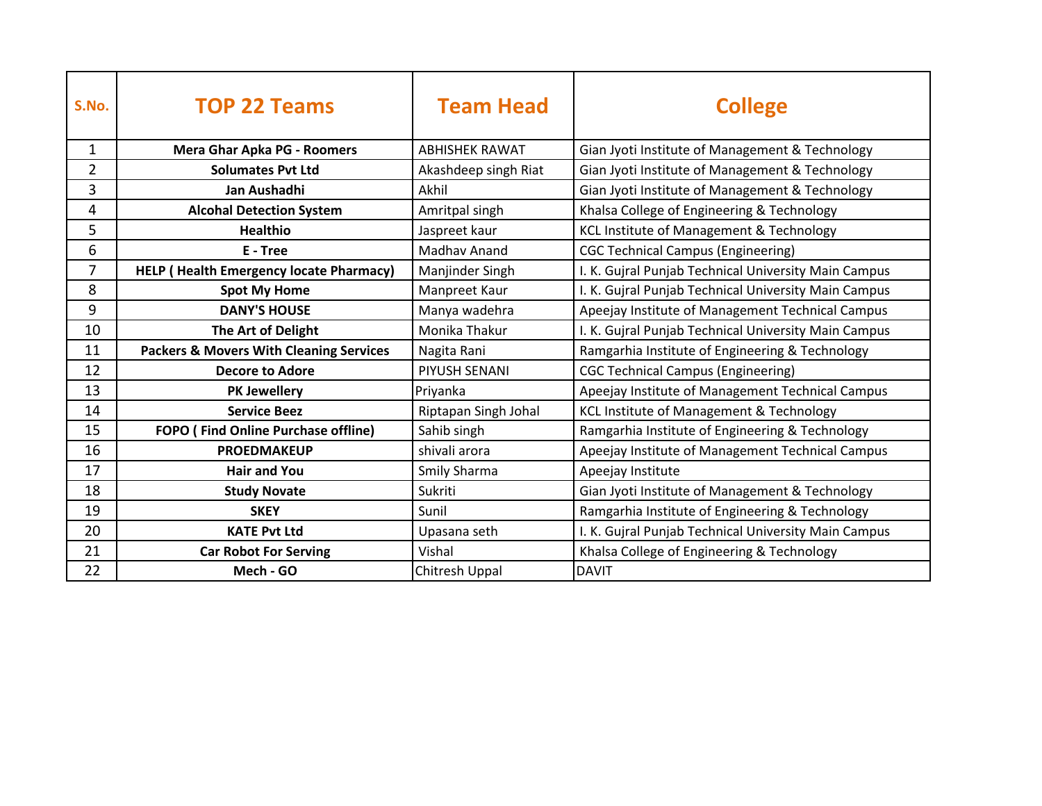| S.No. | TOP 22 Teams | Team Head | College |
|---|---|---|---|
| 1 | **Mera Ghar Apka PG - Roomers** | ABHISHEK RAWAT | Gian Jyoti Institute of Management & Technology |
| 2 | **Solumates Pvt Ltd** | Akashdeep singh Riat | Gian Jyoti Institute of Management & Technology |
| 3 | **Jan Aushadhi** | Akhil | Gian Jyoti Institute of Management & Technology |
| 4 | **Alcohal Detection System** | Amritpal singh | Khalsa College of Engineering & Technology |
| 5 | **Healthio** | Jaspreet kaur | KCL Institute of Management & Technology |
| 6 | **E - Tree** | Madhav Anand | CGC Technical Campus (Engineering) |
| 7 | **HELP ( Health Emergency locate Pharmacy)** | Manjinder Singh | I. K. Gujral Punjab Technical University Main Campus |
| 8 | **Spot My Home** | Manpreet Kaur | I. K. Gujral Punjab Technical University Main Campus |
| 9 | **DANY'S HOUSE** | Manya wadehra | Apeejay Institute of Management Technical Campus |
| 10 | **The Art of Delight** | Monika Thakur | I. K. Gujral Punjab Technical University Main Campus |
| 11 | **Packers & Movers With Cleaning Services** | Nagita Rani | Ramgarhia Institute of Engineering & Technology |
| 12 | **Decore to Adore** | PIYUSH SENANI | CGC Technical Campus (Engineering) |
| 13 | **PK Jewellery** | Priyanka | Apeejay Institute of Management Technical Campus |
| 14 | **Service Beez** | Riptapan Singh Johal | KCL Institute of Management & Technology |
| 15 | **FOPO ( Find Online Purchase offline)** | Sahib singh | Ramgarhia Institute of Engineering & Technology |
| 16 | **PROEDMAKEUP** | shivali arora | Apeejay Institute of Management Technical Campus |
| 17 | **Hair and You** | Smily Sharma | Apeejay Institute |
| 18 | **Study Novate** | Sukriti | Gian Jyoti Institute of Management & Technology |
| 19 | **SKEY** | Sunil | Ramgarhia Institute of Engineering & Technology |
| 20 | **KATE Pvt Ltd** | Upasana seth | I. K. Gujral Punjab Technical University Main Campus |
| 21 | **Car Robot For Serving** | Vishal | Khalsa College of Engineering & Technology |
| 22 | **Mech - GO** | Chitresh Uppal | DAVIT |